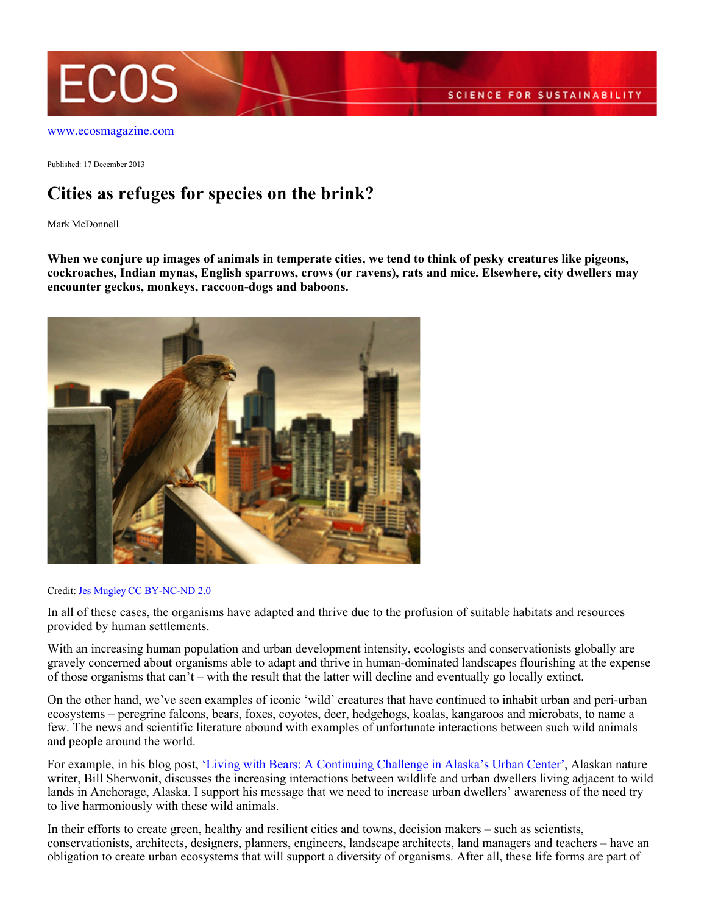www.ecosmagazine.com

Published: 17 December 2013

# Cities as refuges for species on the brink?

Mark McDonnell

**When we conjure up images of animals in temperate cities, we tend to think of pesky creatures like pigeons, cockroaches, Indian mynas, English sparrows, crows (or ravens), rats and mice. Elsewhere, city dwellers may encounter geckos, monkeys, raccoon-dogs and baboons.**

Credit: Jes Mugley CC BY-NC-ND 2.0

In all of these cases, the organisms have adapted and thrive due to the profusion of suitable habitats and resources provided by human settlements.

With an increasing human population and urban development intensity, ecologists and conservationists globally are gravely concerned about organisms able to adapt and thrive in human-dominated landscapes flourishing at the expense of those organisms that can't – with the result that the latter will decline and eventually go locally extinct.

On the other hand, we've seen examples of iconic 'wild' creatures that have continued to inhabit urban and peri-urban ecosystems – peregrine falcons, bears, foxes, coyotes, deer, hedgehogs, koalas, kangaroos and microbats, to name a few. The news and scientific literature abound with examples of unfortunate interactions between such wild animals and people around the world.

For example, in his blog post, 'Living with Bears: A Continuing Challenge in Alaska's Urban Center', Alaskan nature writer, Bill Sherwonit, discusses the increasing interactions between wildlife and urban dwellers living adjacent to wild lands in Anchorage, Alaska. I support his message that we need to increase urban dwellers' awareness of the need try to live harmoniously with these wild animals.

In their efforts to create green, healthy and resilient cities and towns, decision makers – such as scientists, conservationists, architects, designers, planners, engineers, landscape architects, land managers and teachers – have an obligation to create urban ecosystems that will support a diversity of organisms. After all, these life forms are part of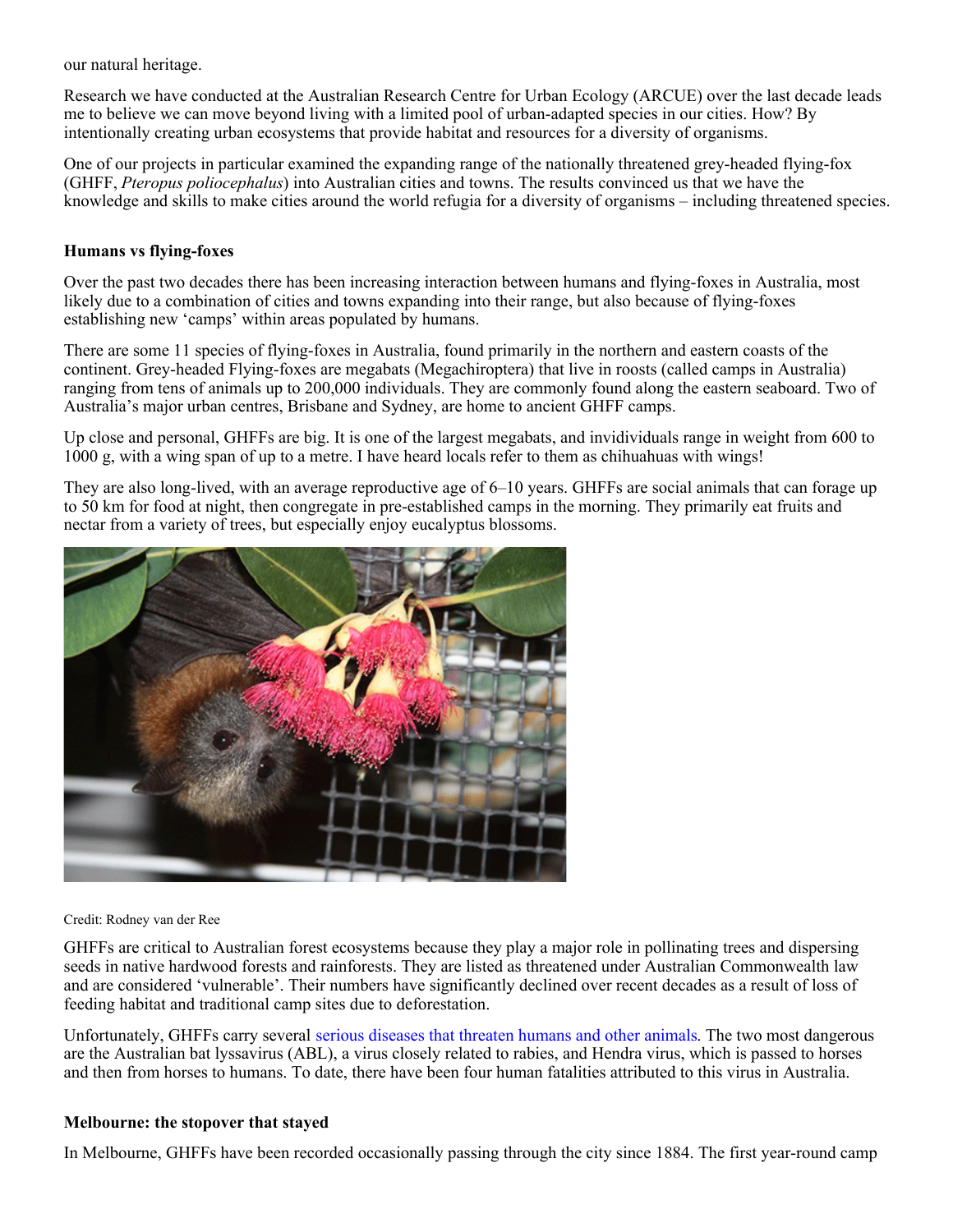our natural heritage.

Research we have conducted at the Australian Research Centre for Urban Ecology (ARCUE) over the last decade leads me to believe we can move beyond living with a limited pool of urban-adapted species in our cities. How? By intentionally creating urban ecosystems that provide habitat and resources for a diversity of organisms.

One of our projects in particular examined the expanding range of the nationally threatened grey-headed flying-fox (GHFF, *Pteropus poliocephalus*) into Australian cities and towns. The results convinced us that we have the knowledge and skills to make cities around the world refugia for a diversity of organisms – including threatened species.

**Humans vs flying-foxes**

Over the past two decades there has been increasing interaction between humans and flying-foxes in Australia, most likely due to a combination of cities and towns expanding into their range, but also because of flying-foxes establishing new 'camps' within areas populated by humans.

There are some 11 species of flying-foxes in Australia, found primarily in the northern and eastern coasts of the continent. Grey-headed Flying-foxes are megabats (Megachiroptera) that live in roosts (called camps in Australia) ranging from tens of animals up to 200,000 individuals. They are commonly found along the eastern seaboard. Two of Australia's major urban centres, Brisbane and Sydney, are home to ancient GHFF camps.

Up close and personal, GHFFs are big. It is one of the largest megabats, and invididuals range in weight from 600 to 1000 g, with a wing span of up to a metre. I have heard locals refer to them as chihuahuas with wings!

They are also long-lived, with an average reproductive age of 6–10 years. GHFFs are social animals that can forage up to 50 km for food at night, then congregate in pre-established camps in the morning. They primarily eat fruits and nectar from a variety of trees, but especially enjoy eucalyptus blossoms.

Credit: Rodney van der Ree

GHFFs are critical to Australian forest ecosystems because they play a major role in pollinating trees and dispersing seeds in native hardwood forests and rainforests. They are listed as threatened under Australian Commonwealth law and are considered 'vulnerable'. Their numbers have significantly declined over recent decades as a result of loss of feeding habitat and traditional camp sites due to deforestation.

Unfortunately, GHFFs carry several serious diseases that threaten humans and other animals. The two most dangerous are the Australian bat lyssavirus (ABL), a virus closely related to rabies, and Hendra virus, which is passed to horses and then from horses to humans. To date, there have been four human fatalities attributed to this virus in Australia.

**Melbourne: the stopover that stayed**

In Melbourne, GHFFs have been recorded occasionally passing through the city since 1884. The first year-round camp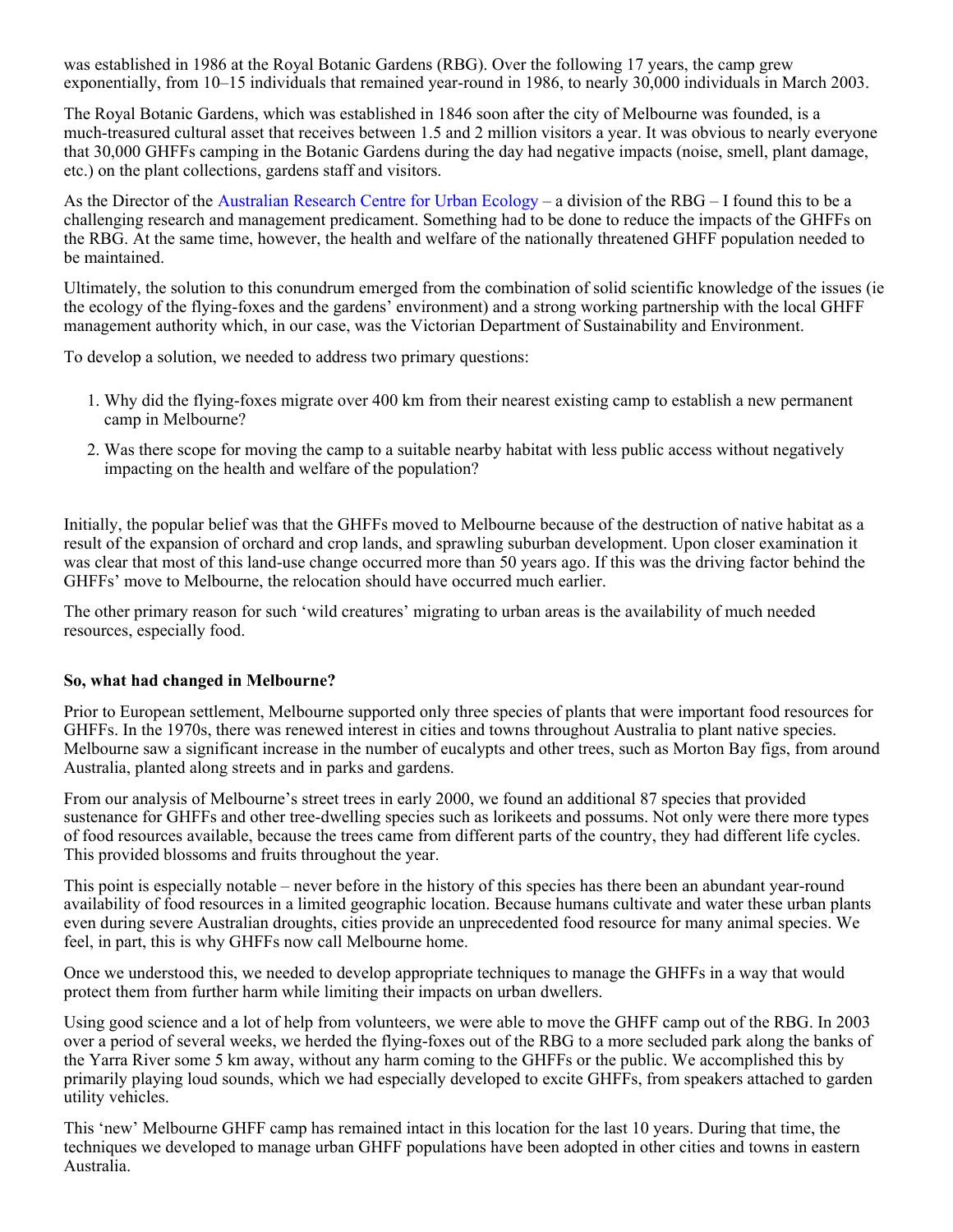was established in 1986 at the Royal Botanic Gardens (RBG). Over the following 17 years, the camp grew exponentially, from 10–15 individuals that remained year-round in 1986, to nearly 30,000 individuals in March 2003.

The Royal Botanic Gardens, which was established in 1846 soon after the city of Melbourne was founded, is a much-treasured cultural asset that receives between 1.5 and 2 million visitors a year. It was obvious to nearly everyone that 30,000 GHFFs camping in the Botanic Gardens during the day had negative impacts (noise, smell, plant damage, etc.) on the plant collections, gardens staff and visitors.

As the Director of the Australian Research Centre for Urban Ecology – a division of the RBG – I found this to be a challenging research and management predicament. Something had to be done to reduce the impacts of the GHFFs on the RBG. At the same time, however, the health and welfare of the nationally threatened GHFF population needed to be maintained.

Ultimately, the solution to this conundrum emerged from the combination of solid scientific knowledge of the issues (ie the ecology of the flying-foxes and the gardens' environment) and a strong working partnership with the local GHFF management authority which, in our case, was the Victorian Department of Sustainability and Environment.

To develop a solution, we needed to address two primary questions:

1. Why did the flying-foxes migrate over 400 km from their nearest existing camp to establish a new permanent camp in Melbourne?
2. Was there scope for moving the camp to a suitable nearby habitat with less public access without negatively impacting on the health and welfare of the population?

Initially, the popular belief was that the GHFFs moved to Melbourne because of the destruction of native habitat as a result of the expansion of orchard and crop lands, and sprawling suburban development. Upon closer examination it was clear that most of this land-use change occurred more than 50 years ago. If this was the driving factor behind the GHFFs' move to Melbourne, the relocation should have occurred much earlier.

The other primary reason for such 'wild creatures' migrating to urban areas is the availability of much needed resources, especially food.

**So, what had changed in Melbourne?**

Prior to European settlement, Melbourne supported only three species of plants that were important food resources for GHFFs. In the 1970s, there was renewed interest in cities and towns throughout Australia to plant native species. Melbourne saw a significant increase in the number of eucalypts and other trees, such as Morton Bay figs, from around Australia, planted along streets and in parks and gardens.

From our analysis of Melbourne's street trees in early 2000, we found an additional 87 species that provided sustenance for GHFFs and other tree-dwelling species such as lorikeets and possums. Not only were there more types of food resources available, because the trees came from different parts of the country, they had different life cycles. This provided blossoms and fruits throughout the year.

This point is especially notable – never before in the history of this species has there been an abundant year-round availability of food resources in a limited geographic location. Because humans cultivate and water these urban plants even during severe Australian droughts, cities provide an unprecedented food resource for many animal species. We feel, in part, this is why GHFFs now call Melbourne home.

Once we understood this, we needed to develop appropriate techniques to manage the GHFFs in a way that would protect them from further harm while limiting their impacts on urban dwellers.

Using good science and a lot of help from volunteers, we were able to move the GHFF camp out of the RBG. In 2003 over a period of several weeks, we herded the flying-foxes out of the RBG to a more secluded park along the banks of the Yarra River some 5 km away, without any harm coming to the GHFFs or the public. We accomplished this by primarily playing loud sounds, which we had especially developed to excite GHFFs, from speakers attached to garden utility vehicles.

This 'new' Melbourne GHFF camp has remained intact in this location for the last 10 years. During that time, the techniques we developed to manage urban GHFF populations have been adopted in other cities and towns in eastern Australia.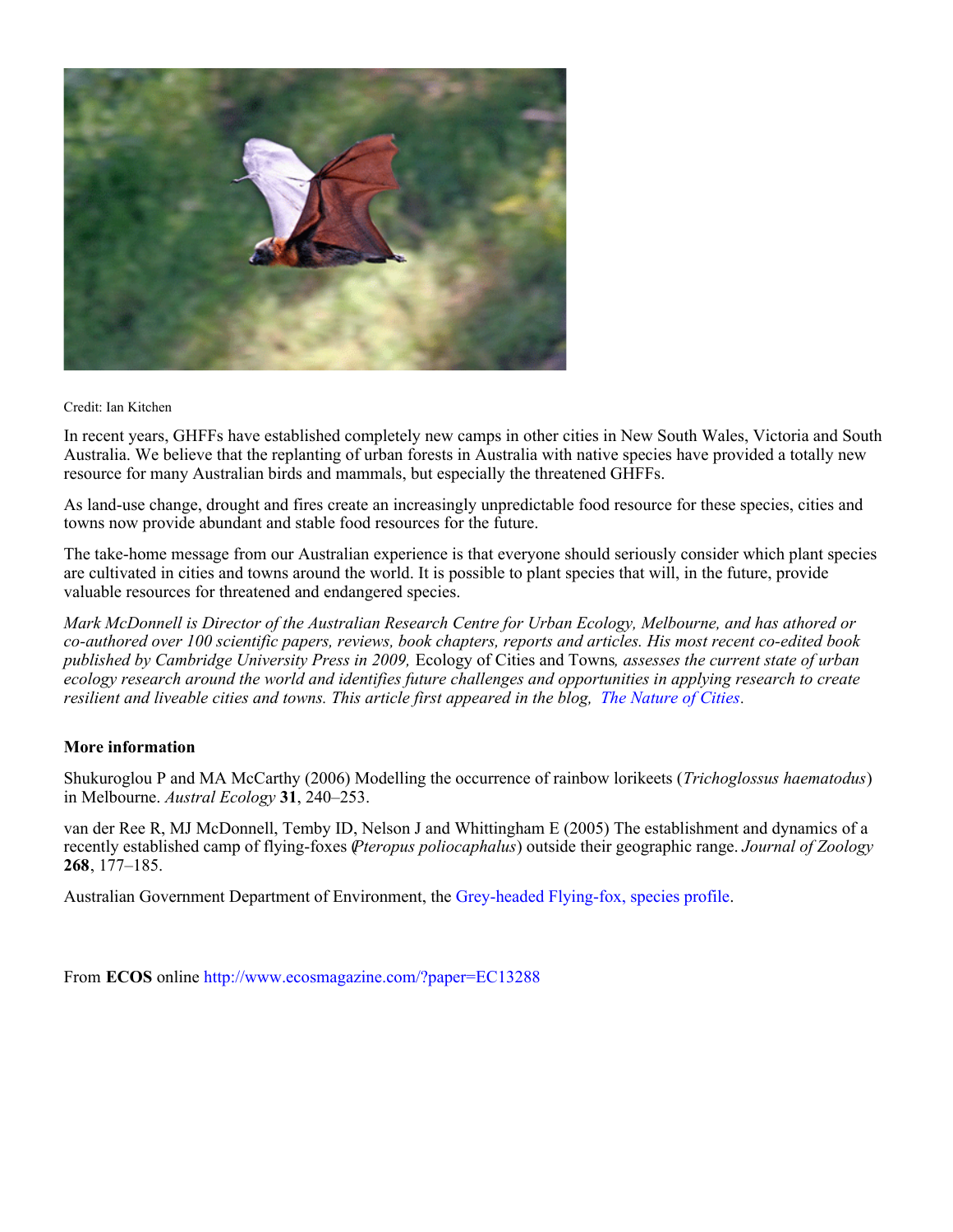Credit: Ian Kitchen

In recent years, GHFFs have established completely new camps in other cities in New South Wales, Victoria and South Australia. We believe that the replanting of urban forests in Australia with native species have provided a totally new resource for many Australian birds and mammals, but especially the threatened GHFFs.

As land-use change, drought and fires create an increasingly unpredictable food resource for these species, cities and towns now provide abundant and stable food resources for the future.

The take-home message from our Australian experience is that everyone should seriously consider which plant species are cultivated in cities and towns around the world. It is possible to plant species that will, in the future, provide valuable resources for threatened and endangered species.

*Mark McDonnell is Director of the Australian Research Centre for Urban Ecology, Melbourne, and has athored or co-authored over 100 scientific papers, reviews, book chapters, reports and articles. His most recent co-edited book published by Cambridge University Press in 2009,* Ecology of Cities and Towns*, assesses the current state of urban ecology research around the world and identifies future challenges and opportunities in applying research to create resilient and liveable cities and towns. This article first appeared in the blog, [The Nature of Cities](The Nature of Cities).*

**More information**

Shukuroglou P and MA McCarthy (2006) Modelling the occurrence of rainbow lorikeets (*Trichoglossus haematodus*) in Melbourne. *Austral Ecology* **31**, 240–253.

van der Ree R, MJ McDonnell, Temby ID, Nelson J and Whittingham E (2005) The establishment and dynamics of a recently established camp of flying-foxes (*Pteropus poliocaphalus*) outside their geographic range. *Journal of Zoology* **268**, 177–185.

Australian Government Department of Environment, the Grey-headed Flying-fox, species profile.

From **ECOS** online http://www.ecosmagazine.com/?paper=EC13288